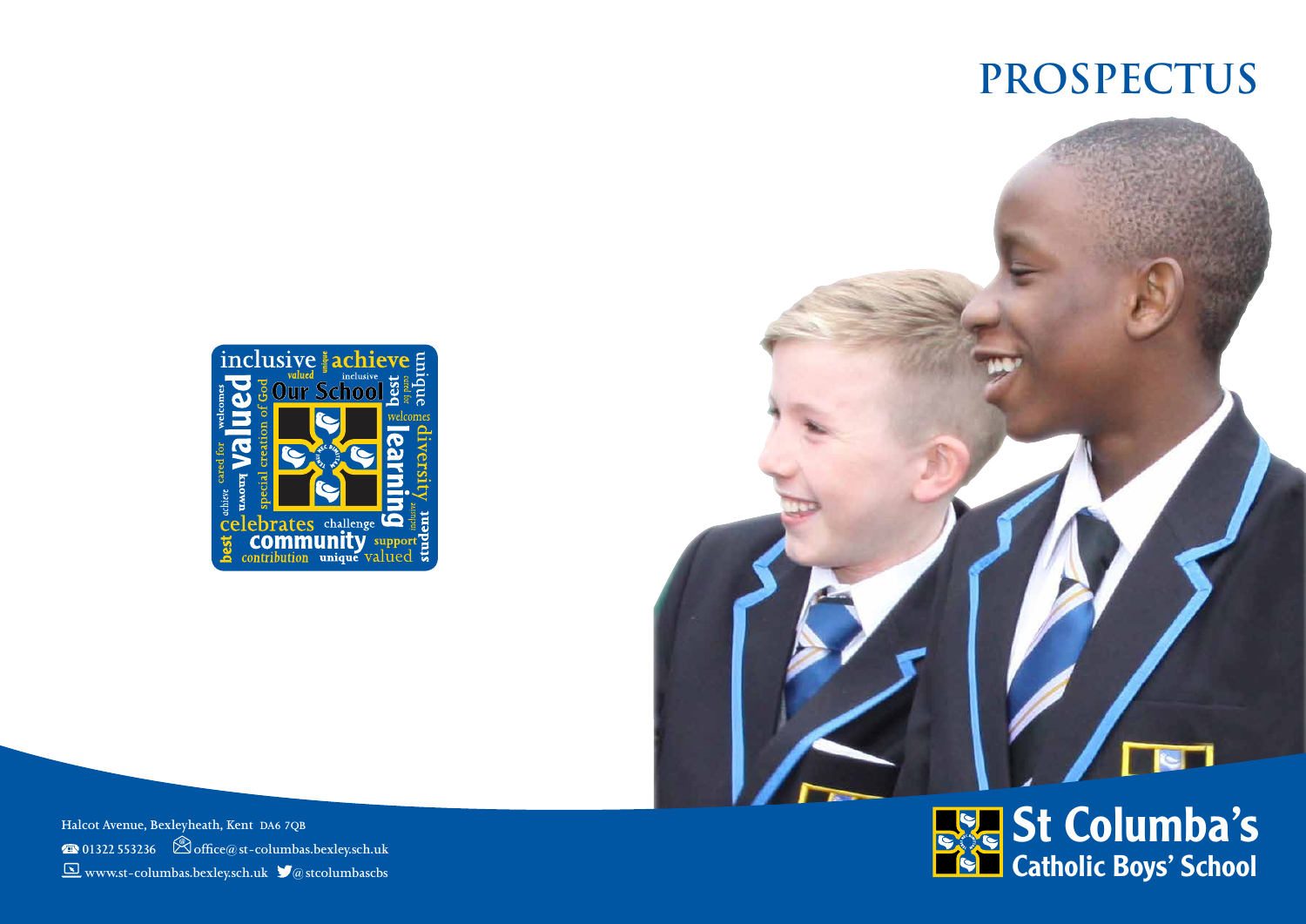# PROSPECTUS

inclusive achieve unique valued inclusive Our School best cared for welcomes valued known special creation of God achieve cared for welcomes learning diversity celebrates challenge inclusive student best community support contribution unique valued

Halcot Avenue, Bexleyheath, Kent DA6 7QB
01322 553236 office@st-columbas.bexley.sch.uk
www.st-columbas.bexley.sch.uk @stcolumbascbs

**St Columba's Catholic Boys' School**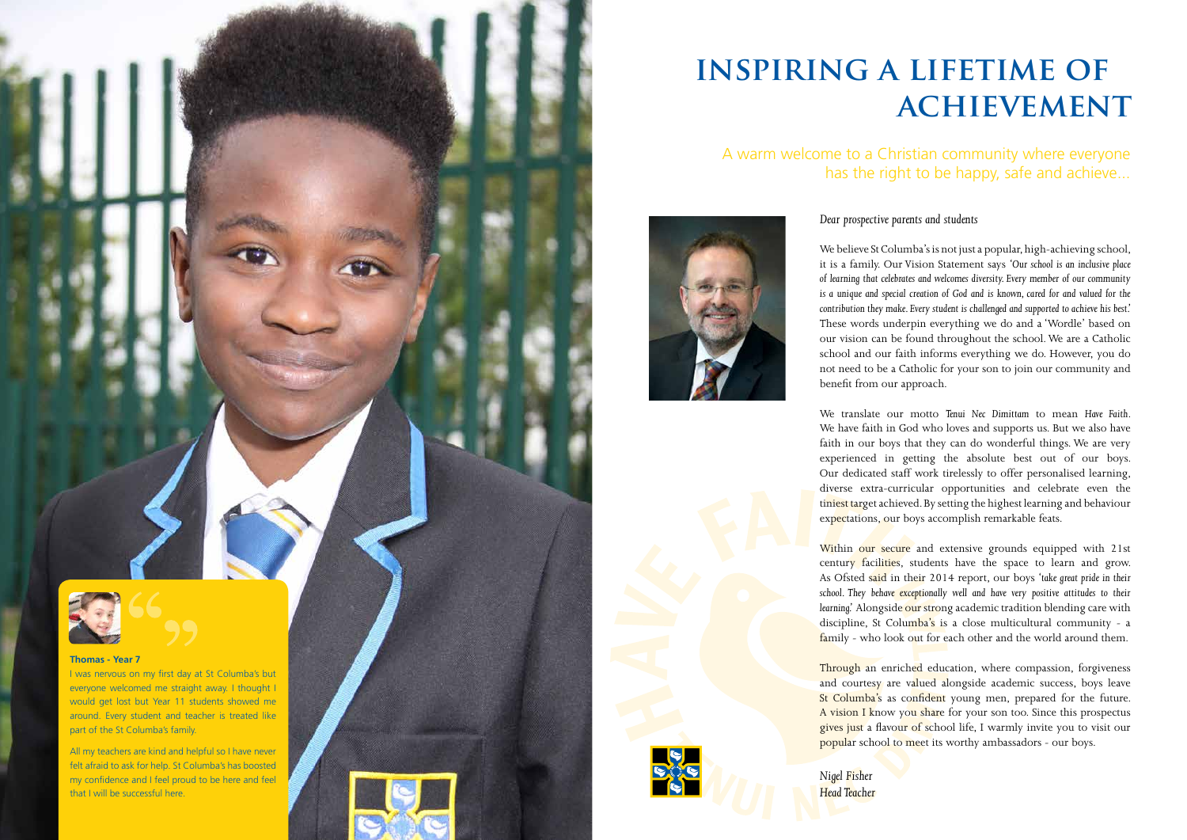# INSPIRING A LIFETIME OF ACHIEVEMENT

A warm welcome to a Christian community where everyone has the right to be happy, safe and achieve...

*Dear prospective parents and students*

We believe St Columba's is not just a popular, high-achieving school, it is a family. Our Vision Statement says *'Our school is an inclusive place of learning that celebrates and welcomes diversity. Every member of our community is a unique and special creation of God and is known, cared for and valued for the contribution they make. Every student is challenged and supported to achieve his best.'* These words underpin everything we do and a 'Wordle' based on our vision can be found throughout the school. We are a Catholic school and our faith informs everything we do. However, you do not need to be a Catholic for your son to join our community and benefit from our approach.

We translate our motto *Tenui Nec Dimittam* to mean *Have Faith*. We have faith in God who loves and supports us. But we also have faith in our boys that they can do wonderful things. We are very experienced in getting the absolute best out of our boys. Our dedicated staff work tirelessly to offer personalised learning, diverse extra-curricular opportunities and celebrate even the tiniest target achieved. By setting the highest learning and behaviour expectations, our boys accomplish remarkable feats.

Within our secure and extensive grounds equipped with 21st century facilities, students have the space to learn and grow. As Ofsted said in their 2014 report, our boys *'take great pride in their school. They behave exceptionally well and have very positive attitudes to their learning.'* Alongside our strong academic tradition blending care with discipline, St Columba's is a close multicultural community - a family - who look out for each other and the world around them.

Through an enriched education, where compassion, forgiveness and courtesy are valued alongside academic success, boys leave St Columba's as confident young men, prepared for the future. A vision I know you share for your son too. Since this prospectus gives just a flavour of school life, I warmly invite you to visit our popular school to meet its worthy ambassadors - our boys.

*Nigel Fisher*
*Head Teacher*

**Thomas - Year 7**

I was nervous on my first day at St Columba's but everyone welcomed me straight away. I thought I would get lost but Year 11 students showed me around. Every student and teacher is treated like part of the St Columba's family.

All my teachers are kind and helpful so I have never felt afraid to ask for help. St Columba's has boosted my confidence and I feel proud to be here and feel that I will be successful here.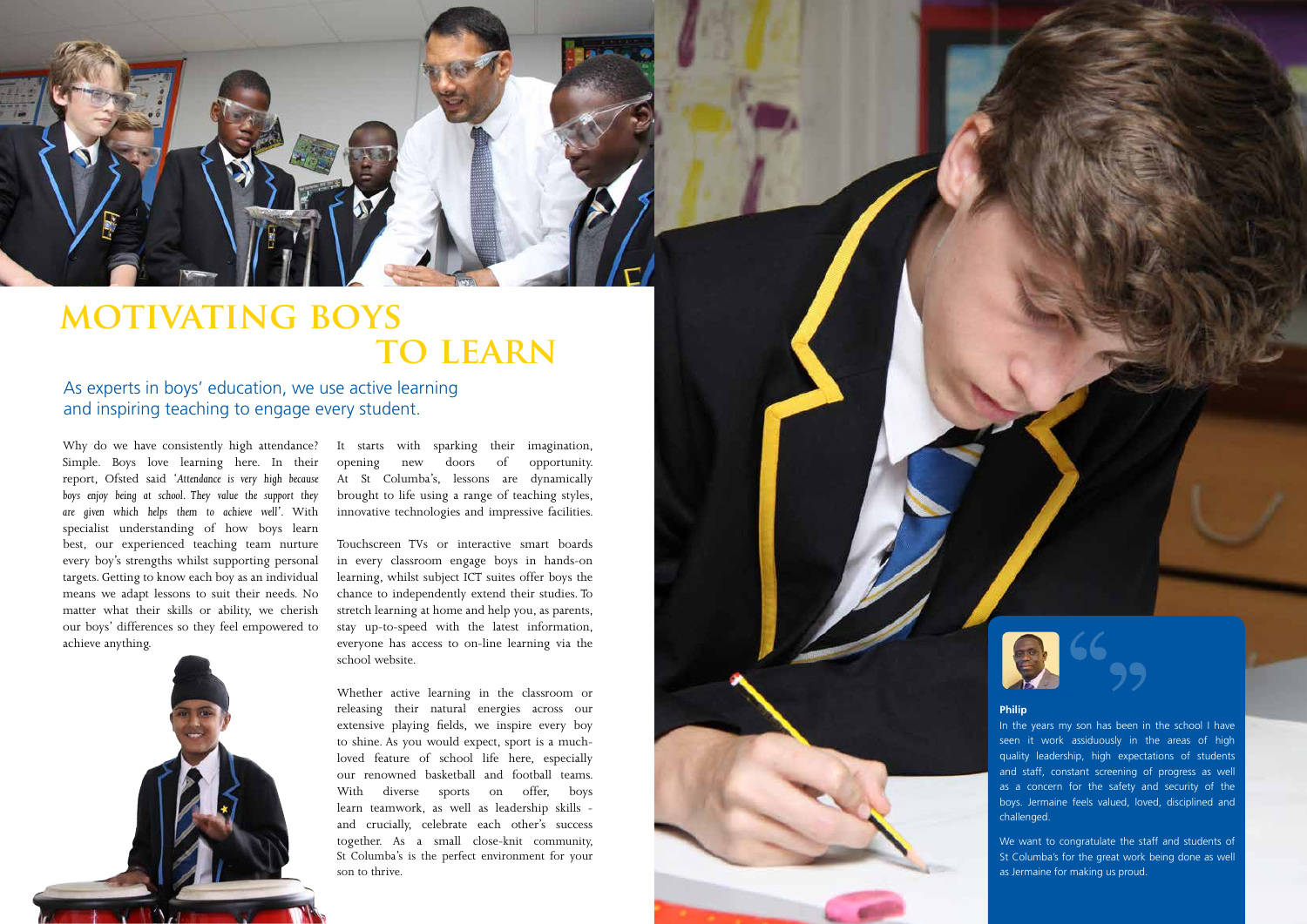# MOTIVATING BOYS TO LEARN

As experts in boys' education, we use active learning and inspiring teaching to engage every student.

Why do we have consistently high attendance? Simple. Boys love learning here. In their report, Ofsted said '*Attendance is very high because boys enjoy being at school. They value the support they are given which helps them to achieve well*'. With specialist understanding of how boys learn best, our experienced teaching team nurture every boy's strengths whilst supporting personal targets. Getting to know each boy as an individual means we adapt lessons to suit their needs. No matter what their skills or ability, we cherish our boys' differences so they feel empowered to achieve anything.

It starts with sparking their imagination, opening new doors of opportunity. At St Columba's, lessons are dynamically brought to life using a range of teaching styles, innovative technologies and impressive facilities.

Touchscreen TVs or interactive smart boards in every classroom engage boys in hands-on learning, whilst subject ICT suites offer boys the chance to independently extend their studies. To stretch learning at home and help you, as parents, stay up-to-speed with the latest information, everyone has access to on-line learning via the school website.

Whether active learning in the classroom or releasing their natural energies across our extensive playing fields, we inspire every boy to shine. As you would expect, sport is a much-loved feature of school life here, especially our renowned basketball and football teams. With diverse sports on offer, boys learn teamwork, as well as leadership skills - and crucially, celebrate each other's success together. As a small close-knit community, St Columba's is the perfect environment for your son to thrive.

**Philip**

In the years my son has been in the school I have seen it work assiduously in the areas of high quality leadership, high expectations of students and staff, constant screening of progress as well as a concern for the safety and security of the boys. Jermaine feels valued, loved, disciplined and challenged.

We want to congratulate the staff and students of St Columba's for the great work being done as well as Jermaine for making us proud.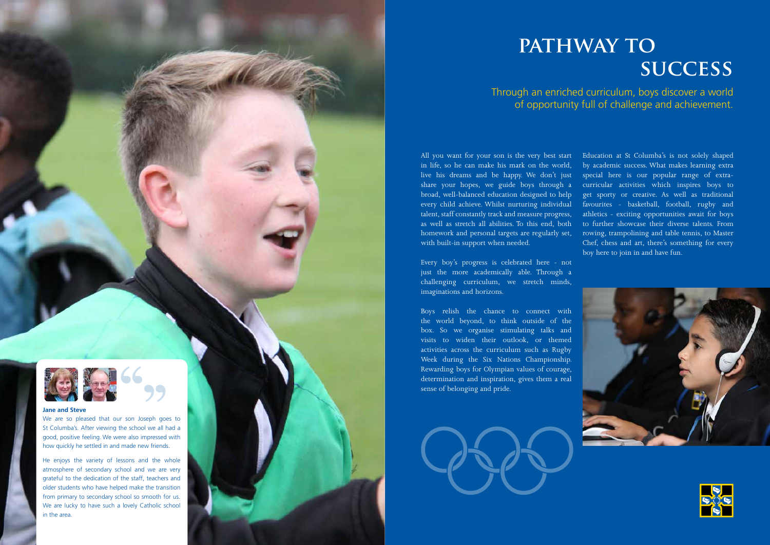# PATHWAY TO SUCCESS

Through an enriched curriculum, boys discover a world of opportunity full of challenge and achievement.

All you want for your son is the very best start in life, so he can make his mark on the world, live his dreams and be happy. We don't just share your hopes, we guide boys through a broad, well-balanced education designed to help every child achieve. Whilst nurturing individual talent, staff constantly track and measure progress, as well as stretch all abilities. To this end, both homework and personal targets are regularly set, with built-in support when needed.

Every boy's progress is celebrated here - not just the more academically able. Through a challenging curriculum, we stretch minds, imaginations and horizons.

Boys relish the chance to connect with the world beyond, to think outside of the box. So we organise stimulating talks and visits to widen their outlook, or themed activities across the curriculum such as Rugby Week during the Six Nations Championship. Rewarding boys for Olympian values of courage, determination and inspiration, gives them a real sense of belonging and pride.

Education at St Columba's is not solely shaped by academic success. What makes learning extra special here is our popular range of extra-curricular activities which inspires boys to get sporty or creative. As well as traditional favourites - basketball, football, rugby and athletics - exciting opportunities await for boys to further showcase their diverse talents. From rowing, trampolining and table tennis, to Master Chef, chess and art, there's something for every boy here to join in and have fun.

**Jane and Steve**

We are so pleased that our son Joseph goes to St Columba's. After viewing the school we all had a good, positive feeling. We were also impressed with how quickly he settled in and made new friends.

He enjoys the variety of lessons and the whole atmosphere of secondary school and we are very grateful to the dedication of the staff, teachers and older students who have helped make the transition from primary to secondary school so smooth for us. We are lucky to have such a lovely Catholic school in the area.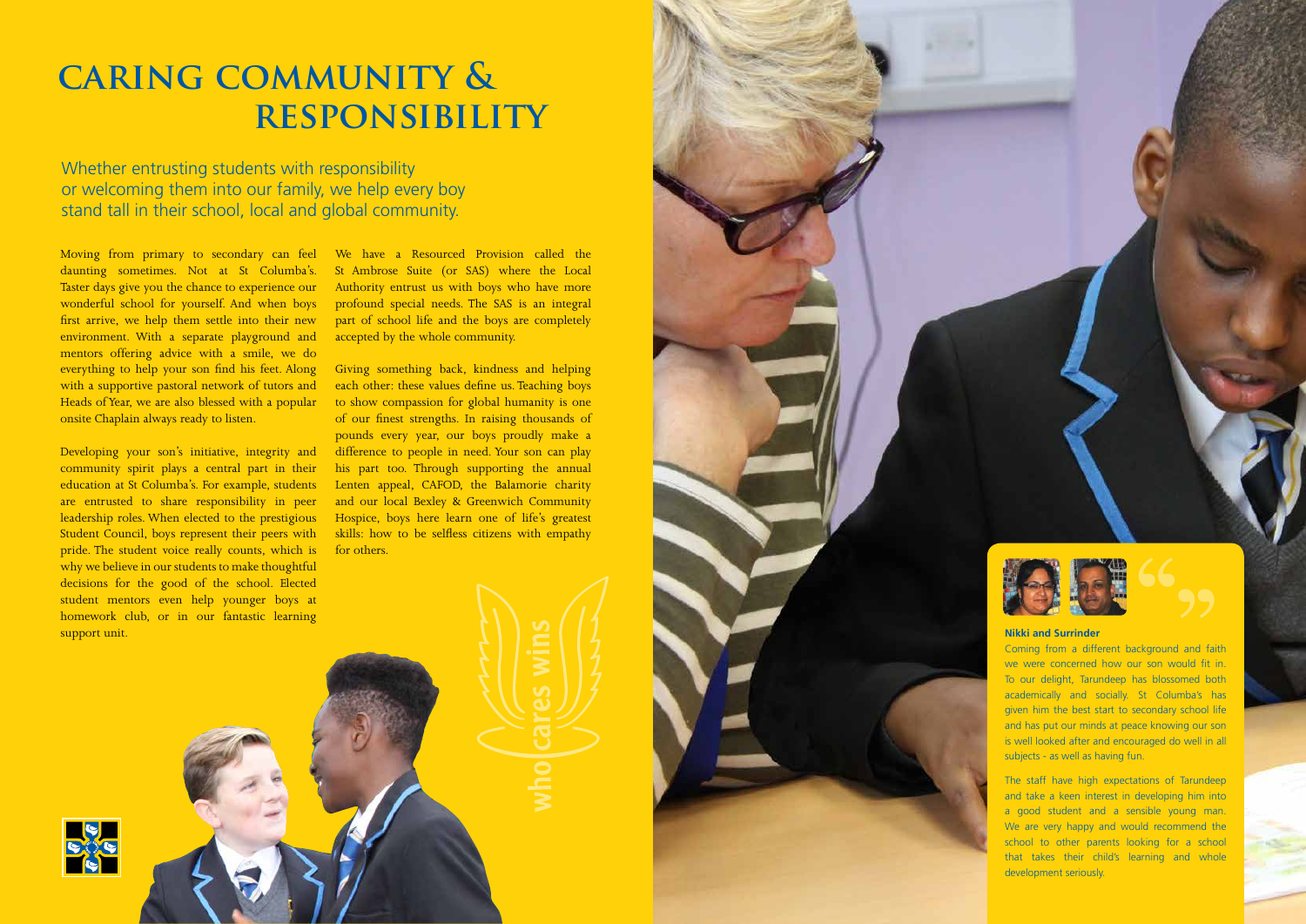# CARING COMMUNITY & RESPONSIBILITY

Whether entrusting students with responsibility or welcoming them into our family, we help every boy stand tall in their school, local and global community.

Moving from primary to secondary can feel daunting sometimes. Not at St Columba's. Taster days give you the chance to experience our wonderful school for yourself. And when boys first arrive, we help them settle into their new environment. With a separate playground and mentors offering advice with a smile, we do everything to help your son find his feet. Along with a supportive pastoral network of tutors and Heads of Year, we are also blessed with a popular onsite Chaplain always ready to listen.

Developing your son's initiative, integrity and community spirit plays a central part in their education at St Columba's. For example, students are entrusted to share responsibility in peer leadership roles. When elected to the prestigious Student Council, boys represent their peers with pride. The student voice really counts, which is why we believe in our students to make thoughtful decisions for the good of the school. Elected student mentors even help younger boys at homework club, or in our fantastic learning support unit.

We have a Resourced Provision called the St Ambrose Suite (or SAS) where the Local Authority entrust us with boys who have more profound special needs. The SAS is an integral part of school life and the boys are completely accepted by the whole community.

Giving something back, kindness and helping each other: these values define us. Teaching boys to show compassion for global humanity is one of our finest strengths. In raising thousands of pounds every year, our boys proudly make a difference to people in need. Your son can play his part too. Through supporting the annual Lenten appeal, CAFOD, the Balamorie charity and our local Bexley & Greenwich Community Hospice, boys here learn one of life's greatest skills: how to be selfless citizens with empathy for others.

who cares wins

**Nikki and Surrinder**

Coming from a different background and faith we were concerned how our son would fit in. To our delight, Tarundeep has blossomed both academically and socially. St Columba's has given him the best start to secondary school life and has put our minds at peace knowing our son is well looked after and encouraged do well in all subjects - as well as having fun.

The staff have high expectations of Tarundeep and take a keen interest in developing him into a good student and a sensible young man. We are very happy and would recommend the school to other parents looking for a school that takes their child's learning and whole development seriously.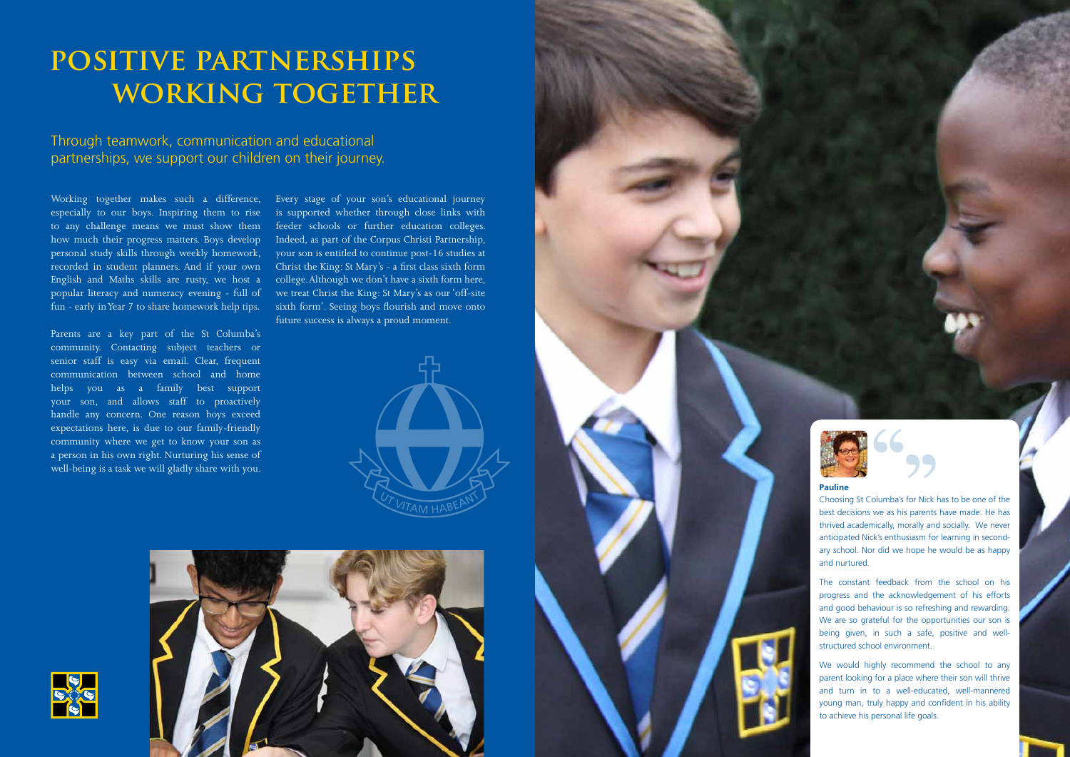# POSITIVE PARTNERSHIPS WORKING TOGETHER

Through teamwork, communication and educational partnerships, we support our children on their journey.

Working together makes such a difference, especially to our boys. Inspiring them to rise to any challenge means we must show them how much their progress matters. Boys develop personal study skills through weekly homework, recorded in student planners. And if your own English and Maths skills are rusty, we host a popular literacy and numeracy evening - full of fun - early in Year 7 to share homework help tips.

Parents are a key part of the St Columba's community. Contacting subject teachers or senior staff is easy via email. Clear, frequent communication between school and home helps you as a family best support your son, and allows staff to proactively handle any concern. One reason boys exceed expectations here, is due to our family-friendly community where we get to know your son as a person in his own right. Nurturing his sense of well-being is a task we will gladly share with you.

Every stage of your son's educational journey is supported whether through close links with feeder schools or further education colleges. Indeed, as part of the Corpus Christi Partnership, your son is entitled to continue post-16 studies at Christ the King: St Mary's - a first class sixth form college. Although we don't have a sixth form here, we treat Christ the King: St Mary's as our 'off-site sixth form'. Seeing boys flourish and move onto future success is always a proud moment.

UT VITAM HABEANT

**Pauline**

Choosing St Columba's for Nick has to be one of the best decisions we as his parents have made. He has thrived academically, morally and socially. We never anticipated Nick's enthusiasm for learning in secondary school. Nor did we hope he would be as happy and nurtured.

The constant feedback from the school on his progress and the acknowledgement of his efforts and good behaviour is so refreshing and rewarding. We are so grateful for the opportunities our son is being given, in such a safe, positive and well-structured school environment.

We would highly recommend the school to any parent looking for a place where their son will thrive and turn in to a well-educated, well-mannered young man, truly happy and confident in his ability to achieve his personal life goals.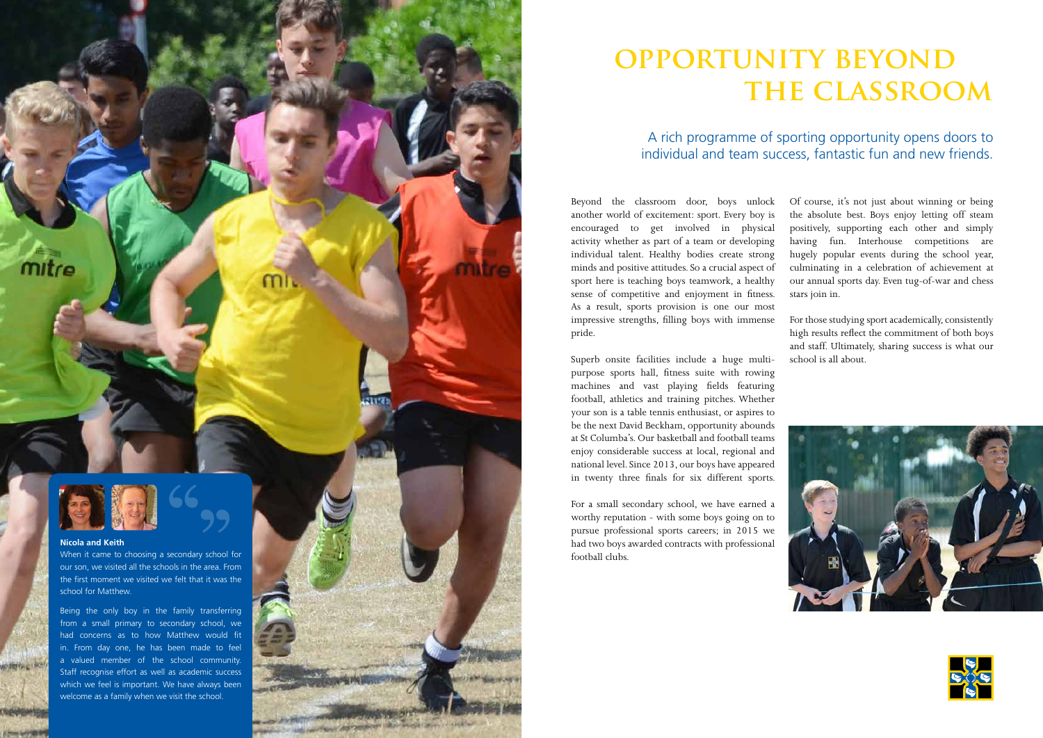# OPPORTUNITY BEYOND THE CLASSROOM

A rich programme of sporting opportunity opens doors to individual and team success, fantastic fun and new friends.

Beyond the classroom door, boys unlock another world of excitement: sport. Every boy is encouraged to get involved in physical activity whether as part of a team or developing individual talent. Healthy bodies create strong minds and positive attitudes. So a crucial aspect of sport here is teaching boys teamwork, a healthy sense of competitive and enjoyment in fitness. As a result, sports provision is one our most impressive strengths, filling boys with immense pride.

Superb onsite facilities include a huge multi-purpose sports hall, fitness suite with rowing machines and vast playing fields featuring football, athletics and training pitches. Whether your son is a table tennis enthusiast, or aspires to be the next David Beckham, opportunity abounds at St Columba's. Our basketball and football teams enjoy considerable success at local, regional and national level. Since 2013, our boys have appeared in twenty three finals for six different sports.

For a small secondary school, we have earned a worthy reputation - with some boys going on to pursue professional sports careers; in 2015 we had two boys awarded contracts with professional football clubs.

Of course, it's not just about winning or being the absolute best. Boys enjoy letting off steam positively, supporting each other and simply having fun. Interhouse competitions are hugely popular events during the school year, culminating in a celebration of achievement at our annual sports day. Even tug-of-war and chess stars join in.

For those studying sport academically, consistently high results reflect the commitment of both boys and staff. Ultimately, sharing success is what our school is all about.

**Nicola and Keith**

When it came to choosing a secondary school for our son, we visited all the schools in the area. From the first moment we visited we felt that it was the school for Matthew.

Being the only boy in the family transferring from a small primary to secondary school, we had concerns as to how Matthew would fit in. From day one, he has been made to feel a valued member of the school community. Staff recognise effort as well as academic success which we feel is important. We have always been welcome as a family when we visit the school.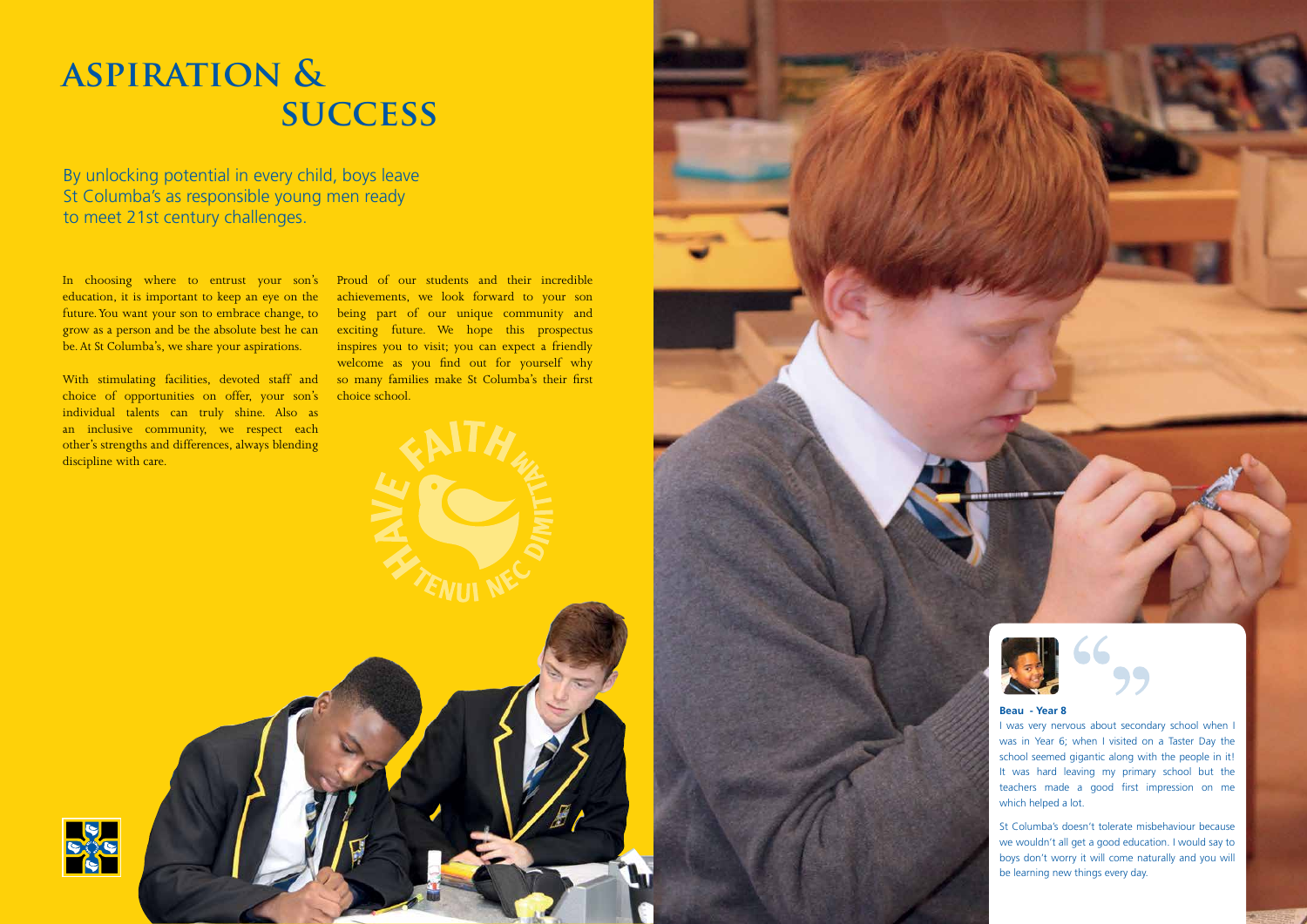# ASPIRATION & SUCCESS

By unlocking potential in every child, boys leave St Columba's as responsible young men ready to meet 21st century challenges.

In choosing where to entrust your son's education, it is important to keep an eye on the future. You want your son to embrace change, to grow as a person and be the absolute best he can be. At St Columba's, we share your aspirations.

With stimulating facilities, devoted staff and choice of opportunities on offer, your son's individual talents can truly shine. Also as an inclusive community, we respect each other's strengths and differences, always blending discipline with care.

Proud of our students and their incredible achievements, we look forward to your son being part of our unique community and exciting future. We hope this prospectus inspires you to visit; you can expect a friendly welcome as you find out for yourself why so many families make St Columba's their first choice school.

HAVE FAITH · TENUI NEC DIMITTAM

**Beau - Year 8**

I was very nervous about secondary school when I was in Year 6; when I visited on a Taster Day the school seemed gigantic along with the people in it! It was hard leaving my primary school but the teachers made a good first impression on me which helped a lot.

St Columba's doesn't tolerate misbehaviour because we wouldn't all get a good education. I would say to boys don't worry it will come naturally and you will be learning new things every day.